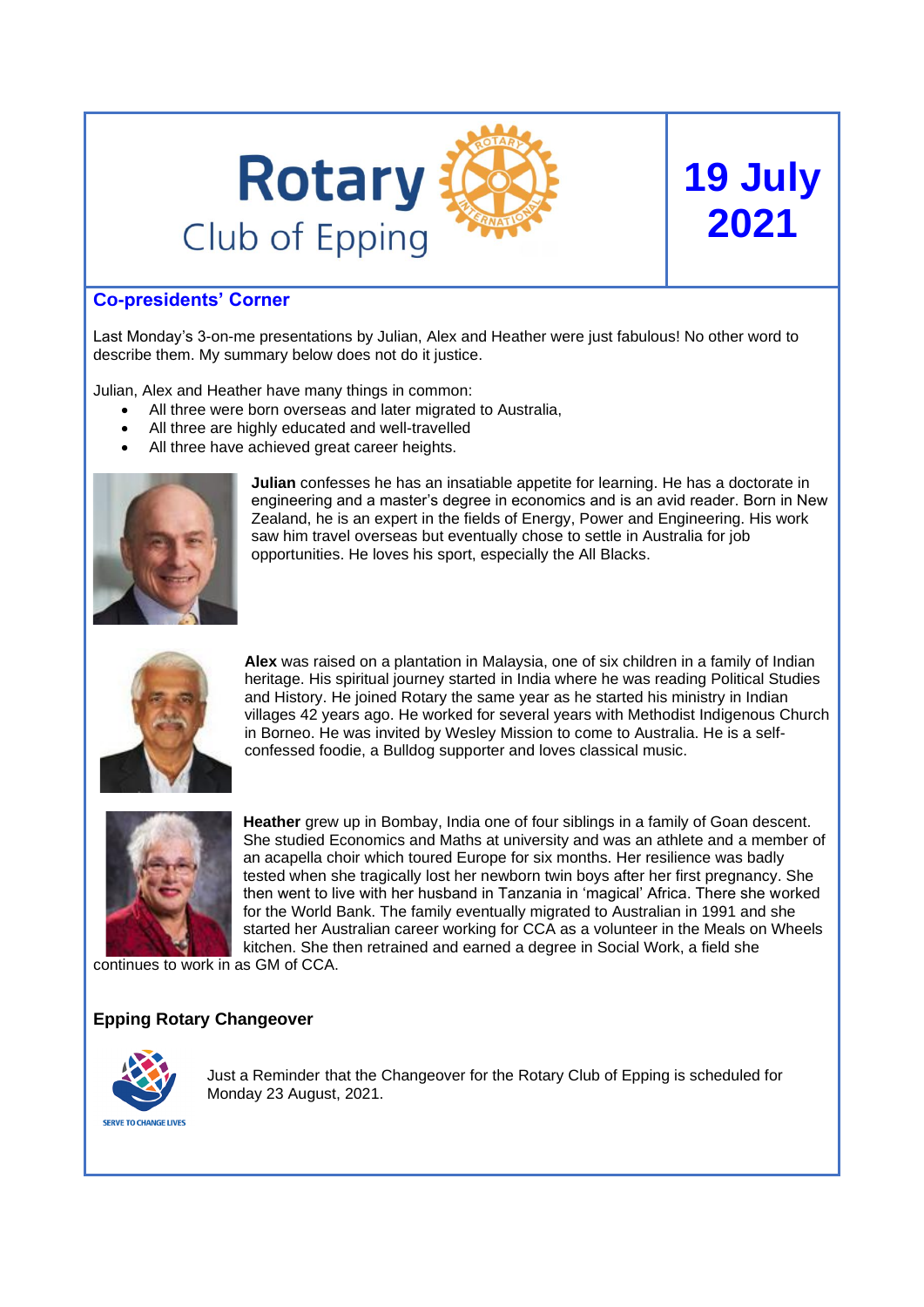# Rotary Club of Epping

## 19 July 2021

## Co-presidents' Corner

Last Monday's 3-on-me presentations by Julian, Alex and Heather were just fabulous! No other word to describe them. My summary below does not do it justice.

Julian, Alex and Heather have many things in common:

- All three were born overseas and later migrated to Australia,
- All three are highly educated and well-travelled
- All three have achieved great career heights.

**Julian** confesses he has an insatiable appetite for learning. He has a doctorate in engineering and a master's degree in economics and is an avid reader. Born in New Zealand, he is an expert in the fields of Energy, Power and Engineering. His work saw him travel overseas but eventually chose to settle in Australia for job opportunities. He loves his sport, especially the All Blacks.

**Alex** was raised on a plantation in Malaysia, one of six children in a family of Indian heritage. His spiritual journey started in India where he was reading Political Studies and History. He joined Rotary the same year as he started his ministry in Indian villages 42 years ago. He worked for several years with Methodist Indigenous Church in Borneo. He was invited by Wesley Mission to come to Australia. He is a self-confessed foodie, a Bulldog supporter and loves classical music.

**Heather** grew up in Bombay, India one of four siblings in a family of Goan descent. She studied Economics and Maths at university and was an athlete and a member of an acapella choir which toured Europe for six months. Her resilience was badly tested when she tragically lost her newborn twin boys after her first pregnancy. She then went to live with her husband in Tanzania in 'magical' Africa. There she worked for the World Bank. The family eventually migrated to Australian in 1991 and she started her Australian career working for CCA as a volunteer in the Meals on Wheels kitchen. She then retrained and earned a degree in Social Work, a field she continues to work in as GM of CCA.

### Epping Rotary Changeover

SERVE TO CHANGE LIVES

Just a Reminder that the Changeover for the Rotary Club of Epping is scheduled for Monday 23 August, 2021.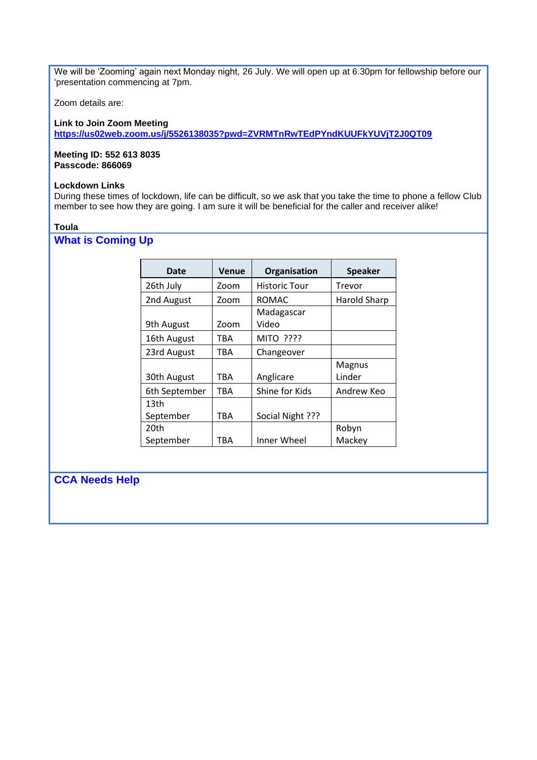We will be 'Zooming' again next Monday night, 26 July. We will open up at 6.30pm for fellowship before our 'presentation commencing at 7pm.

Zoom details are:

**Link to Join Zoom Meeting**
**https://us02web.zoom.us/j/5526138035?pwd=ZVRMTnRwTEdPYndKUUFkYUVjT2J0QT09**

**Meeting ID: 552 613 8035**
**Passcode: 866069**

**Lockdown Links**
During these times of lockdown, life can be difficult, so we ask that you take the time to phone a fellow Club member to see how they are going. I am sure it will be beneficial for the caller and receiver alike!

**Toula**

## What is Coming Up

| Date | Venue | Organisation | Speaker |
|---|---|---|---|
| 26th July | Zoom | Historic Tour | Trevor |
| 2nd August | Zoom | ROMAC | Harold Sharp |
| 9th August | Zoom | Madagascar Video | |
| 16th August | TBA | MITO ???? | |
| 23rd August | TBA | Changeover | |
| 30th August | TBA | Anglicare | Magnus Linder |
| 6th September | TBA | Shine for Kids | Andrew Keo |
| 13th September | TBA | Social Night ??? | |
| 20th September | TBA | Inner Wheel | Robyn Mackey |

## CCA Needs Help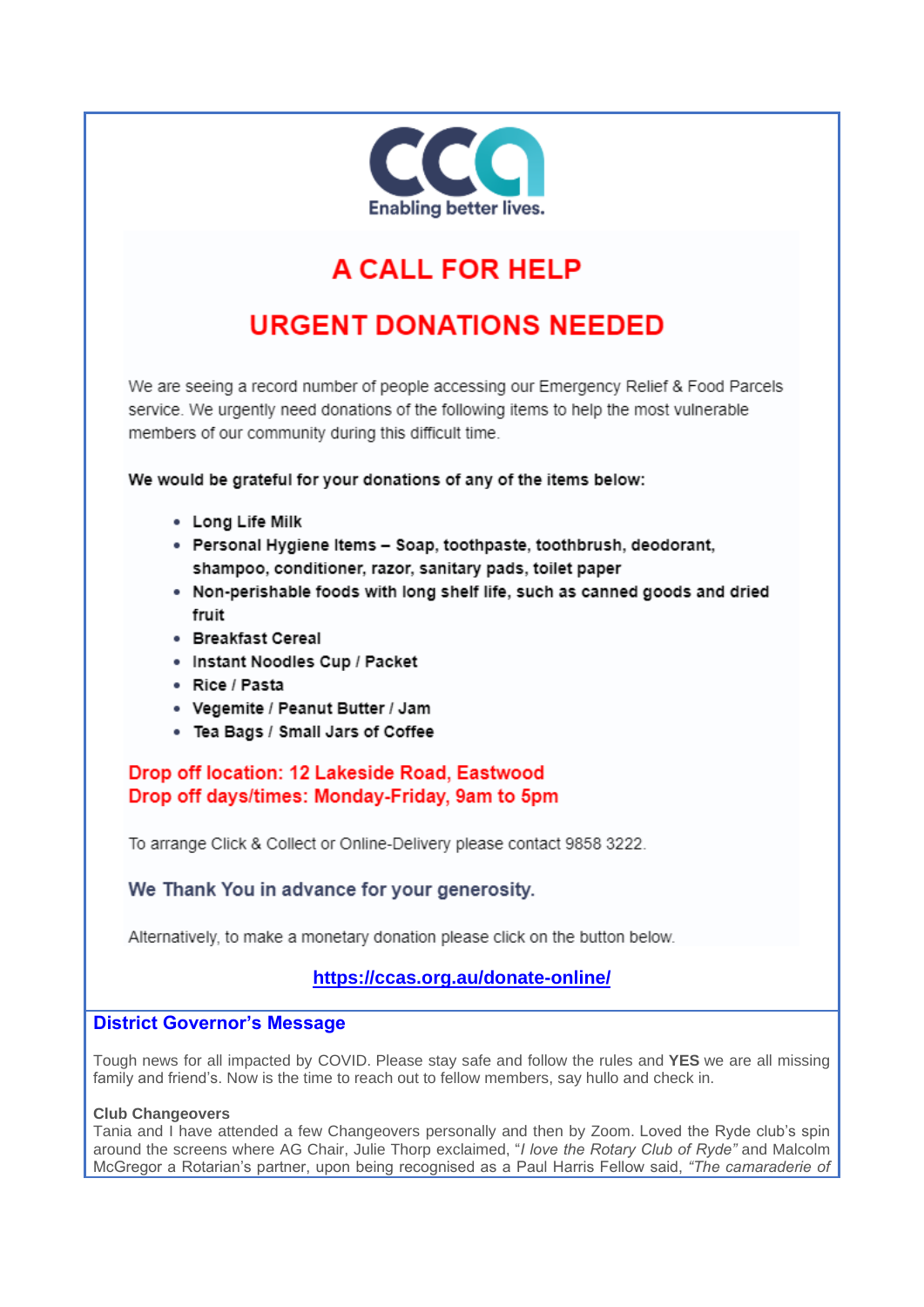CCA
Enabling better lives.

# A CALL FOR HELP

# URGENT DONATIONS NEEDED

We are seeing a record number of people accessing our Emergency Relief & Food Parcels service. We urgently need donations of the following items to help the most vulnerable members of our community during this difficult time.

**We would be grateful for your donations of any of the items below:**

- **Long Life Milk**
- **Personal Hygiene Items – Soap, toothpaste, toothbrush, deodorant, shampoo, conditioner, razor, sanitary pads, toilet paper**
- **Non-perishable foods with long shelf life, such as canned goods and dried fruit**
- **Breakfast Cereal**
- **Instant Noodles Cup / Packet**
- **Rice / Pasta**
- **Vegemite / Peanut Butter / Jam**
- **Tea Bags / Small Jars of Coffee**

**Drop off location: 12 Lakeside Road, Eastwood**
**Drop off days/times: Monday-Friday, 9am to 5pm**

To arrange Click & Collect or Online-Delivery please contact 9858 3222.

**We Thank You in advance for your generosity.**

Alternatively, to make a monetary donation please click on the button below.

**https://ccas.org.au/donate-online/**

## District Governor's Message

Tough news for all impacted by COVID. Please stay safe and follow the rules and **YES** we are all missing family and friend's. Now is the time to reach out to fellow members, say hullo and check in.

**Club Changeovers**
Tania and I have attended a few Changeovers personally and then by Zoom. Loved the Ryde club's spin around the screens where AG Chair, Julie Thorp exclaimed, "*I love the Rotary Club of Ryde"* and Malcolm McGregor a Rotarian's partner, upon being recognised as a Paul Harris Fellow said, *"The camaraderie of*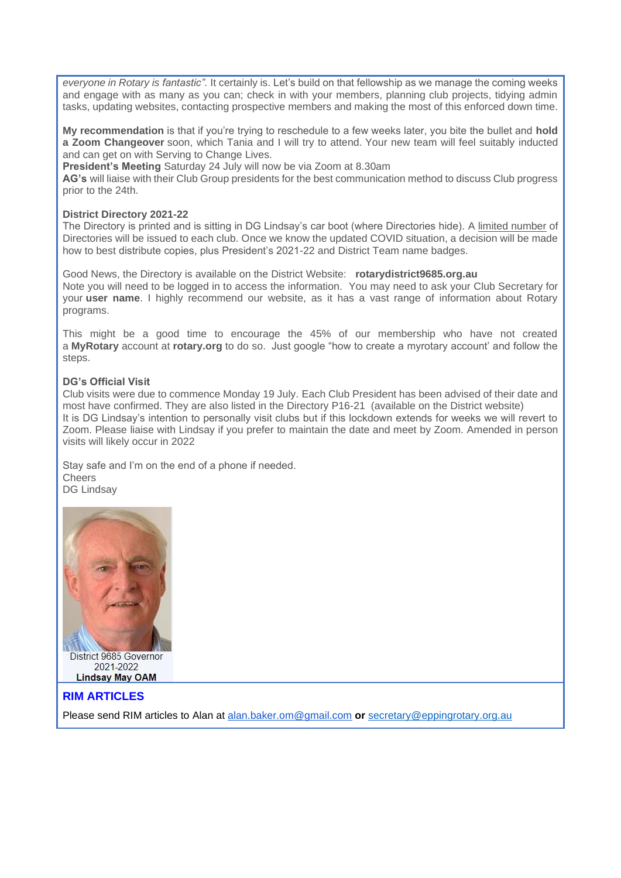*everyone in Rotary is fantastic".* It certainly is. Let's build on that fellowship as we manage the coming weeks and engage with as many as you can; check in with your members, planning club projects, tidying admin tasks, updating websites, contacting prospective members and making the most of this enforced down time.

**My recommendation** is that if you're trying to reschedule to a few weeks later, you bite the bullet and **hold a Zoom Changeover** soon, which Tania and I will try to attend. Your new team will feel suitably inducted and can get on with Serving to Change Lives.
**President's Meeting** Saturday 24 July will now be via Zoom at 8.30am
**AG's** will liaise with their Club Group presidents for the best communication method to discuss Club progress prior to the 24th.

**District Directory 2021-22**
The Directory is printed and is sitting in DG Lindsay's car boot (where Directories hide). A limited number of Directories will be issued to each club. Once we know the updated COVID situation, a decision will be made how to best distribute copies, plus President's 2021-22 and District Team name badges.

Good News, the Directory is available on the District Website: **rotarydistrict9685.org.au**
Note you will need to be logged in to access the information. You may need to ask your Club Secretary for your **user name**. I highly recommend our website, as it has a vast range of information about Rotary programs.

This might be a good time to encourage the 45% of our membership who have not created a **MyRotary** account at **rotary.org** to do so. Just google "how to create a myrotary account' and follow the steps.

**DG's Official Visit**
Club visits were due to commence Monday 19 July. Each Club President has been advised of their date and most have confirmed. They are also listed in the Directory P16-21 (available on the District website)
It is DG Lindsay's intention to personally visit clubs but if this lockdown extends for weeks we will revert to Zoom. Please liaise with Lindsay if you prefer to maintain the date and meet by Zoom. Amended in person visits will likely occur in 2022

Stay safe and I'm on the end of a phone if needed.
Cheers
DG Lindsay

District 9685 Governor
2021-2022
**Lindsay May OAM**

## RIM ARTICLES

Please send RIM articles to Alan at alan.baker.om@gmail.com **or** secretary@eppingrotary.org.au